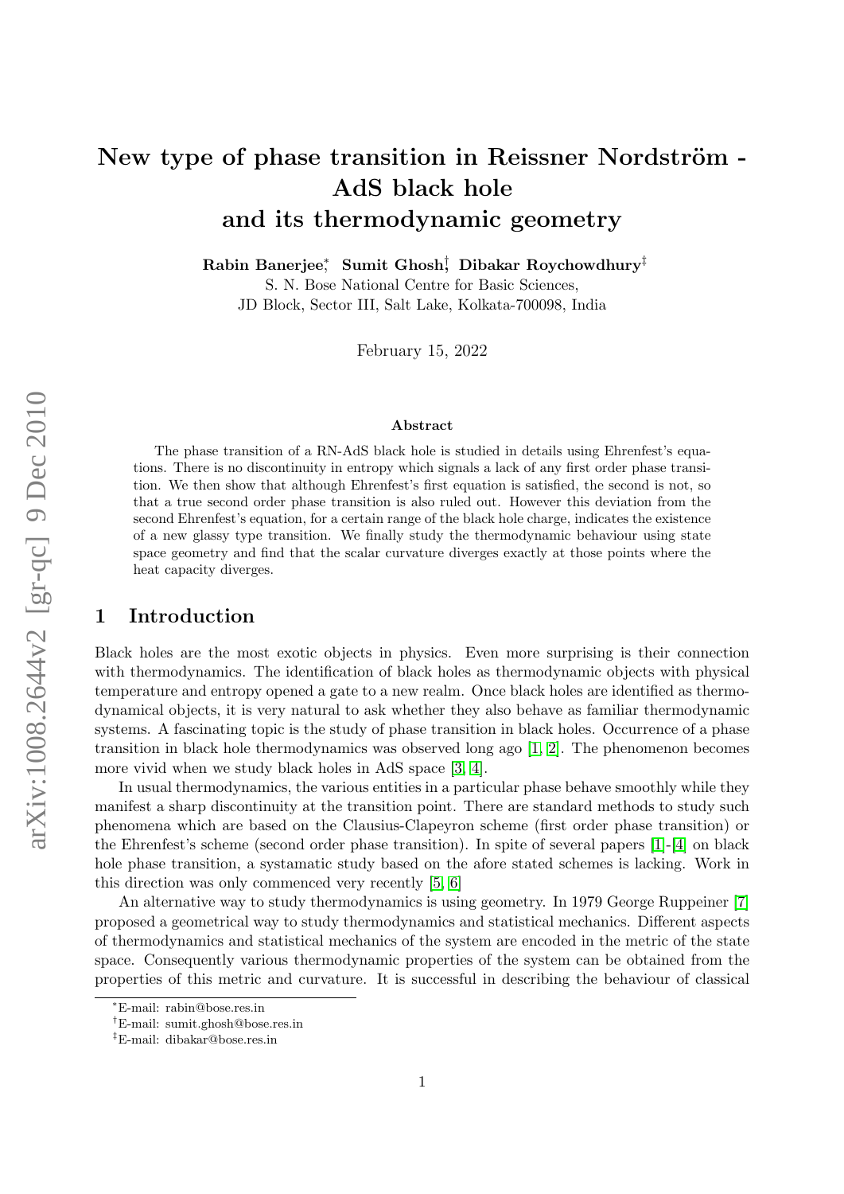# New type of phase transition in Reissner Nordström - AdS black hole and its thermodynamic geometry

**Rabin Banerjee**[*], **Sumit Ghosh**[†], **Dibakar Roychowdhury**[‡]

S. N. Bose National Centre for Basic Sciences,
JD Block, Sector III, Salt Lake, Kolkata-700098, India

February 15, 2022

### Abstract

The phase transition of a RN-AdS black hole is studied in details using Ehrenfest's equations. There is no discontinuity in entropy which signals a lack of any first order phase transition. We then show that although Ehrenfest's first equation is satisfied, the second is not, so that a true second order phase transition is also ruled out. However this deviation from the second Ehrenfest's equation, for a certain range of the black hole charge, indicates the existence of a new glassy type transition. We finally study the thermodynamic behaviour using state space geometry and find that the scalar curvature diverges exactly at those points where the heat capacity diverges.

## 1 Introduction

Black holes are the most exotic objects in physics. Even more surprising is their connection with thermodynamics. The identification of black holes as thermodynamic objects with physical temperature and entropy opened a gate to a new realm. Once black holes are identified as thermodynamical objects, it is very natural to ask whether they also behave as familiar thermodynamic systems. A fascinating topic is the study of phase transition in black holes. Occurrence of a phase transition in black hole thermodynamics was observed long ago [1, 2]. The phenomenon becomes more vivid when we study black holes in AdS space [3, 4].

In usual thermodynamics, the various entities in a particular phase behave smoothly while they manifest a sharp discontinuity at the transition point. There are standard methods to study such phenomena which are based on the Clausius-Clapeyron scheme (first order phase transition) or the Ehrenfest's scheme (second order phase transition). In spite of several papers [1]-[4] on black hole phase transition, a systematic study based on the afore stated schemes is lacking. Work in this direction was only commenced very recently [5, 6]

An alternative way to study thermodynamics is using geometry. In 1979 George Ruppeiner [7] proposed a geometrical way to study thermodynamics and statistical mechanics. Different aspects of thermodynamics and statistical mechanics of the system are encoded in the metric of the state space. Consequently various thermodynamic properties of the system can be obtained from the properties of this metric and curvature. It is successful in describing the behaviour of classical

---

[*]E-mail: rabin@bose.res.in

[†]E-mail: sumit.ghosh@bose.res.in

[‡]E-mail: dibakar@bose.res.in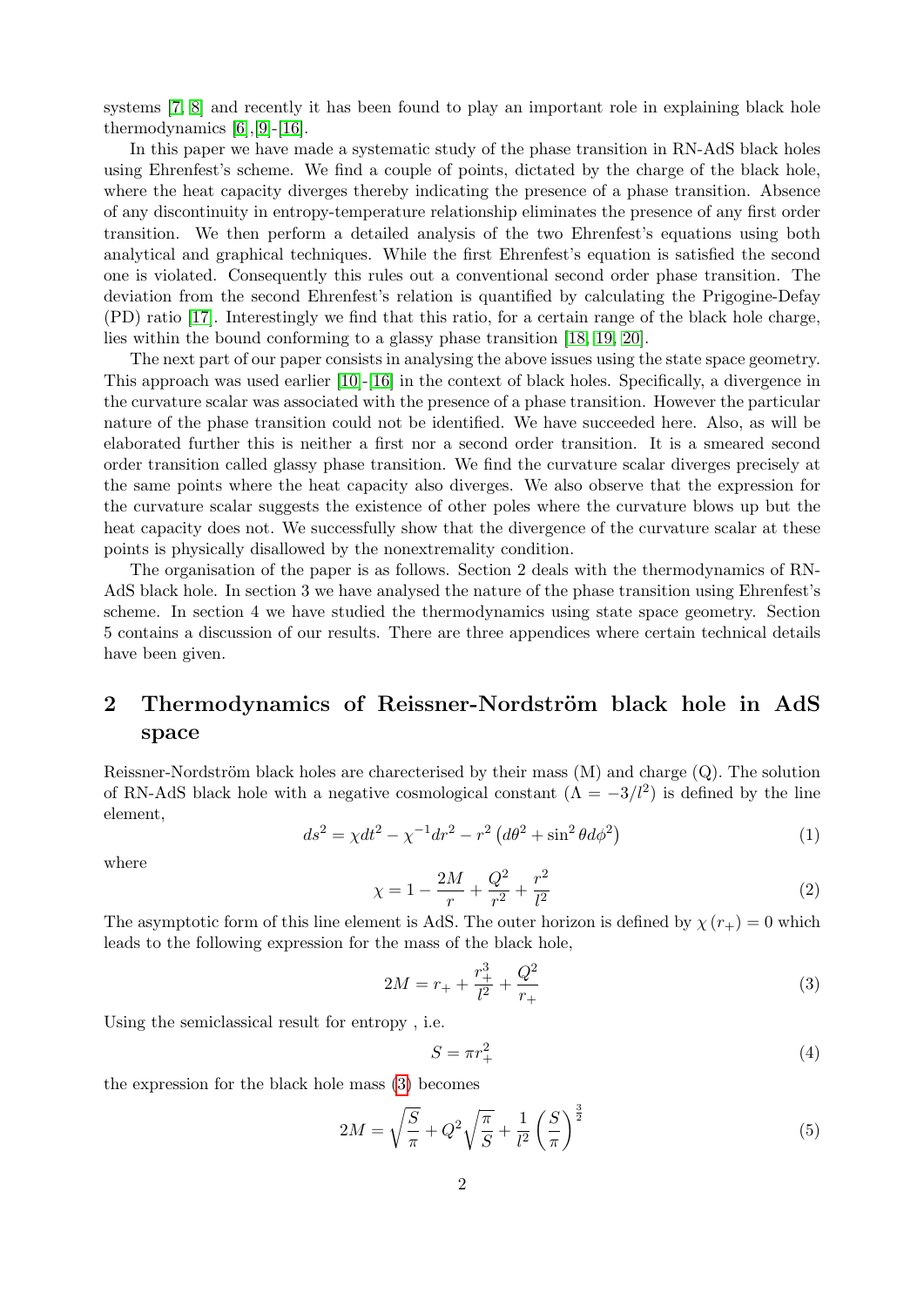systems [7, 8] and recently it has been found to play an important role in explaining black hole thermodynamics [6],[9]-[16].

In this paper we have made a systematic study of the phase transition in RN-AdS black holes using Ehrenfest's scheme. We find a couple of points, dictated by the charge of the black hole, where the heat capacity diverges thereby indicating the presence of a phase transition. Absence of any discontinuity in entropy-temperature relationship eliminates the presence of any first order transition. We then perform a detailed analysis of the two Ehrenfest's equations using both analytical and graphical techniques. While the first Ehrenfest's equation is satisfied the second one is violated. Consequently this rules out a conventional second order phase transition. The deviation from the second Ehrenfest's relation is quantified by calculating the Prigogine-Defay (PD) ratio [17]. Interestingly we find that this ratio, for a certain range of the black hole charge, lies within the bound conforming to a glassy phase transition [18, 19, 20].

The next part of our paper consists in analysing the above issues using the state space geometry. This approach was used earlier [10]-[16] in the context of black holes. Specifically, a divergence in the curvature scalar was associated with the presence of a phase transition. However the particular nature of the phase transition could not be identified. We have succeeded here. Also, as will be elaborated further this is neither a first nor a second order transition. It is a smeared second order transition called glassy phase transition. We find the curvature scalar diverges precisely at the same points where the heat capacity also diverges. We also observe that the expression for the curvature scalar suggests the existence of other poles where the curvature blows up but the heat capacity does not. We successfully show that the divergence of the curvature scalar at these points is physically disallowed by the nonextremality condition.

The organisation of the paper is as follows. Section 2 deals with the thermodynamics of RN-AdS black hole. In section 3 we have analysed the nature of the phase transition using Ehrenfest's scheme. In section 4 we have studied the thermodynamics using state space geometry. Section 5 contains a discussion of our results. There are three appendices where certain technical details have been given.

## 2 Thermodynamics of Reissner-Nordström black hole in AdS space

Reissner-Nordström black holes are charecterised by their mass (M) and charge (Q). The solution of RN-AdS black hole with a negative cosmological constant ($\Lambda = -3/l^2$) is defined by the line element,

$$ds^2 = \chi dt^2 - \chi^{-1} dr^2 - r^2 \left(d\theta^2 + \sin^2\theta d\phi^2\right) \tag{1}$$

where

$$\chi = 1 - \frac{2M}{r} + \frac{Q^2}{r^2} + \frac{r^2}{l^2} \tag{2}$$

The asymptotic form of this line element is AdS. The outer horizon is defined by $\chi(r_+) = 0$ which leads to the following expression for the mass of the black hole,

$$2M = r_+ + \frac{r_+^3}{l^2} + \frac{Q^2}{r_+} \tag{3}$$

Using the semiclassical result for entropy , i.e.

$$S = \pi r_+^2 \tag{4}$$

the expression for the black hole mass (3) becomes

$$2M = \sqrt{\frac{S}{\pi}} + Q^2\sqrt{\frac{\pi}{S}} + \frac{1}{l^2}\left(\frac{S}{\pi}\right)^{\frac{3}{2}} \tag{5}$$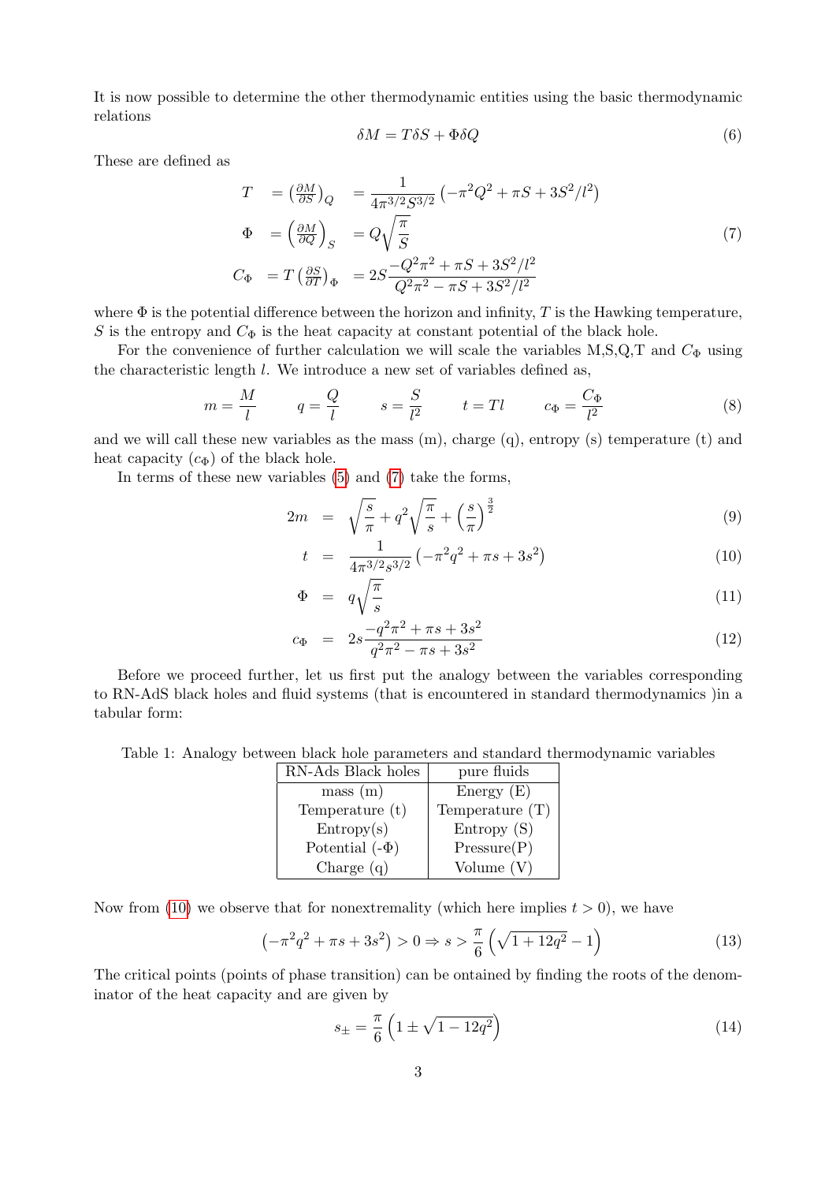It is now possible to determine the other thermodynamic entities using the basic thermodynamic relations

$$\delta M = T\delta S + \Phi\delta Q \tag{6}$$

These are defined as

$$\begin{aligned}
T &= \left(\frac{\partial M}{\partial S}\right)_Q &&= \frac{1}{4\pi^{3/2}S^{3/2}}\left(-\pi^2 Q^2 + \pi S + 3S^2/l^2\right) \\
\Phi &= \left(\frac{\partial M}{\partial Q}\right)_S &&= Q\sqrt{\frac{\pi}{S}} \\
C_\Phi &= T\left(\frac{\partial S}{\partial T}\right)_\Phi &&= 2S\frac{-Q^2\pi^2 + \pi S + 3S^2/l^2}{Q^2\pi^2 - \pi S + 3S^2/l^2}
\end{aligned} \tag{7}$$

where $\Phi$ is the potential difference between the horizon and infinity, $T$ is the Hawking temperature, $S$ is the entropy and $C_\Phi$ is the heat capacity at constant potential of the black hole.

For the convenience of further calculation we will scale the variables M,S,Q,T and $C_\Phi$ using the characteristic length $l$. We introduce a new set of variables defined as,

$$m = \frac{M}{l} \qquad q = \frac{Q}{l} \qquad s = \frac{S}{l^2} \qquad t = Tl \qquad c_\Phi = \frac{C_\Phi}{l^2} \tag{8}$$

and we will call these new variables as the mass (m), charge (q), entropy (s) temperature (t) and heat capacity ($c_\Phi$) of the black hole.

In terms of these new variables (5) and (7) take the forms,

$$2m = \sqrt{\frac{s}{\pi}} + q^2\sqrt{\frac{\pi}{s}} + \left(\frac{s}{\pi}\right)^{\frac{3}{2}} \tag{9}$$

$$t = \frac{1}{4\pi^{3/2}s^{3/2}}\left(-\pi^2 q^2 + \pi s + 3s^2\right) \tag{10}$$

$$\Phi = q\sqrt{\frac{\pi}{s}} \tag{11}$$

$$c_\Phi = 2s\frac{-q^2\pi^2 + \pi s + 3s^2}{q^2\pi^2 - \pi s + 3s^2} \tag{12}$$

Before we proceed further, let us first put the analogy between the variables corresponding to RN-AdS black holes and fluid systems (that is encountered in standard thermodynamics )in a tabular form:

Table 1: Analogy between black hole parameters and standard thermodynamic variables

| RN-Ads Black holes | pure fluids |
|---|---|
| mass (m) | Energy (E) |
| Temperature (t) | Temperature (T) |
| Entropy(s) | Entropy (S) |
| Potential ($-\Phi$) | Pressure(P) |
| Charge (q) | Volume (V) |

Now from (10) we observe that for nonextremality (which here implies $t > 0$), we have

$$\left(-\pi^2 q^2 + \pi s + 3s^2\right) > 0 \Rightarrow s > \frac{\pi}{6}\left(\sqrt{1 + 12q^2} - 1\right) \tag{13}$$

The critical points (points of phase transition) can be ontained by finding the roots of the denominator of the heat capacity and are given by

$$s_\pm = \frac{\pi}{6}\left(1 \pm \sqrt{1 - 12q^2}\right) \tag{14}$$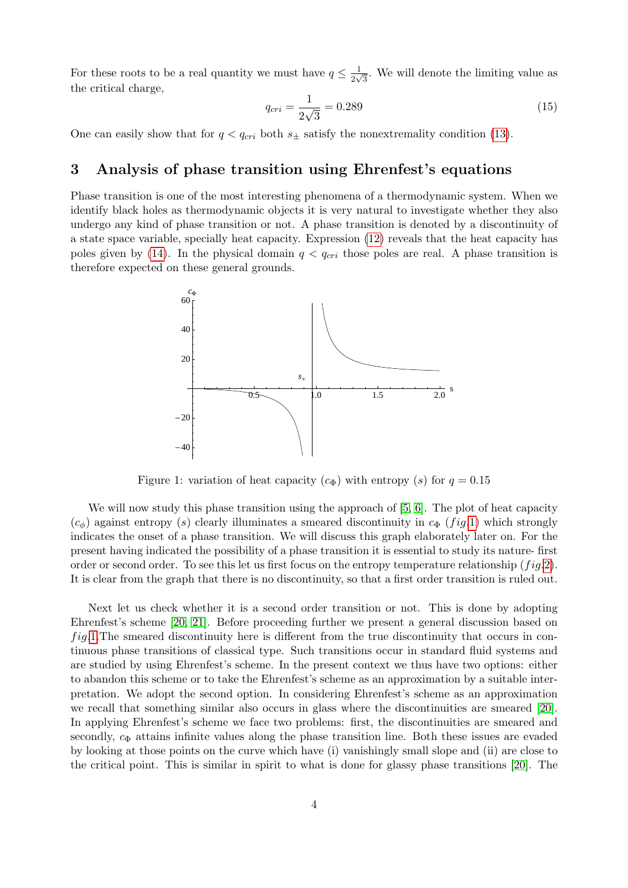For these roots to be a real quantity we must have $q \leq \frac{1}{2\sqrt{3}}$. We will denote the limiting value as the critical charge,

$$q_{cri} = \frac{1}{2\sqrt{3}} = 0.289 \tag{15}$$

One can easily show that for $q < q_{cri}$ both $s_{\pm}$ satisfy the nonextremality condition (13).

## 3 Analysis of phase transition using Ehrenfest's equations

Phase transition is one of the most interesting phenomena of a thermodynamic system. When we identify black holes as thermodynamic objects it is very natural to investigate whether they also undergo any kind of phase transition or not. A phase transition is denoted by a discontinuity of a state space variable, specially heat capacity. Expression (12) reveals that the heat capacity has poles given by (14). In the physical domain $q < q_{cri}$ those poles are real. A phase transition is therefore expected on these general grounds.

Figure 1: variation of heat capacity ($c_{\Phi}$) with entropy ($s$) for $q = 0.15$

We will now study this phase transition using the approach of [5, 6]. The plot of heat capacity ($c_{\phi}$) against entropy ($s$) clearly illuminates a smeared discontinuity in $c_{\Phi}$ ($fig$.1) which strongly indicates the onset of a phase transition. We will discuss this graph elaborately later on. For the present having indicated the possibility of a phase transition it is essential to study its nature- first order or second order. To see this let us first focus on the entropy temperature relationship ($fig$.2). It is clear from the graph that there is no discontinuity, so that a first order transition is ruled out.

Next let us check whether it is a second order transition or not. This is done by adopting Ehrenfest's scheme [20, 21]. Before proceeding further we present a general discussion based on $fig$.1.The smeared discontinuity here is different from the true discontinuity that occurs in continuous phase transitions of classical type. Such transitions occur in standard fluid systems and are studied by using Ehrenfest's scheme. In the present context we thus have two options: either to abandon this scheme or to take the Ehrenfest's scheme as an approximation by a suitable interpretation. We adopt the second option. In considering Ehrenfest's scheme as an approximation we recall that something similar also occurs in glass where the discontinuities are smeared [20]. In applying Ehrenfest's scheme we face two problems: first, the discontinuities are smeared and secondly, $c_{\Phi}$ attains infinite values along the phase transition line. Both these issues are evaded by looking at those points on the curve which have (i) vanishingly small slope and (ii) are close to the critical point. This is similar in spirit to what is done for glassy phase transitions [20]. The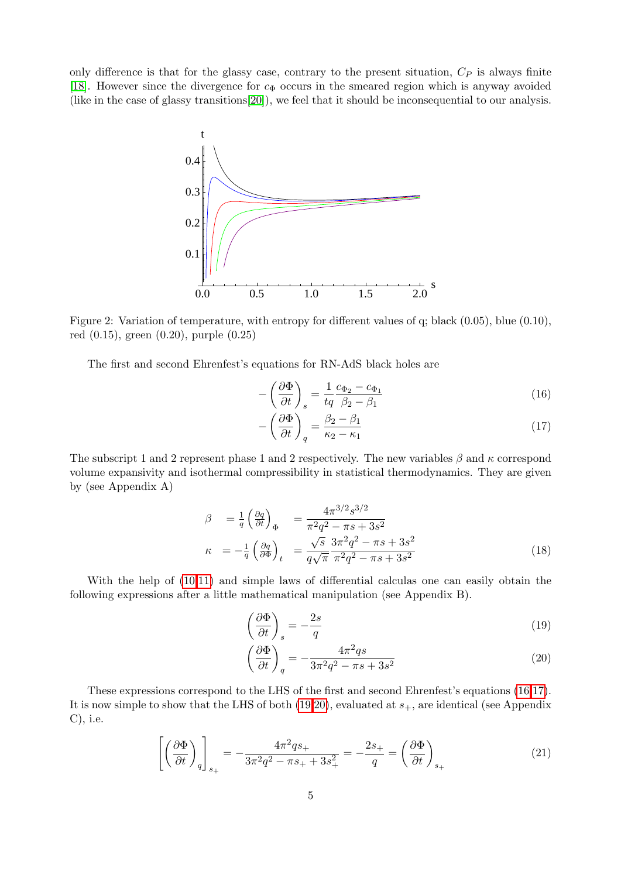only difference is that for the glassy case, contrary to the present situation, $C_P$ is always finite [18]. However since the divergence for $c_\Phi$ occurs in the smeared region which is anyway avoided (like in the case of glassy transitions[20]), we feel that it should be inconsequential to our analysis.

Figure 2: Variation of temperature, with entropy for different values of q; black (0.05), blue (0.10), red (0.15), green (0.20), purple (0.25)

The first and second Ehrenfest's equations for RN-AdS black holes are

$$-\left(\frac{\partial \Phi}{\partial t}\right)_s = \frac{1}{tq}\frac{c_{\Phi_2} - c_{\Phi_1}}{\beta_2 - \beta_1} \tag{16}$$

$$-\left(\frac{\partial \Phi}{\partial t}\right)_q = \frac{\beta_2 - \beta_1}{\kappa_2 - \kappa_1} \tag{17}$$

The subscript 1 and 2 represent phase 1 and 2 respectively. The new variables $\beta$ and $\kappa$ correspond volume expansivity and isothermal compressibility in statistical thermodynamics. They are given by (see Appendix A)

$$\begin{aligned}
\beta &= \frac{1}{q}\left(\frac{\partial q}{\partial t}\right)_\Phi &&= \frac{4\pi^{3/2}s^{3/2}}{\pi^2 q^2 - \pi s + 3s^2} \\
\kappa &= -\frac{1}{q}\left(\frac{\partial q}{\partial \Phi}\right)_t &&= \frac{\sqrt{s}}{q\sqrt{\pi}}\frac{3\pi^2 q^2 - \pi s + 3s^2}{\pi^2 q^2 - \pi s + 3s^2}
\end{aligned} \tag{18}$$

With the help of (10,11) and simple laws of differential calculas one can easily obtain the following expressions after a little mathematical manipulation (see Appendix B).

$$\left(\frac{\partial \Phi}{\partial t}\right)_s = -\frac{2s}{q} \tag{19}$$

$$\left(\frac{\partial \Phi}{\partial t}\right)_q = -\frac{4\pi^2 qs}{3\pi^2 q^2 - \pi s + 3s^2} \tag{20}$$

These expressions correspond to the LHS of the first and second Ehrenfest's equations (16,17). It is now simple to show that the LHS of both (19,20), evaluated at $s_+$, are identical (see Appendix C), i.e.

$$\left[\left(\frac{\partial \Phi}{\partial t}\right)_q\right]_{s_+} = -\frac{4\pi^2 q s_+}{3\pi^2 q^2 - \pi s_+ + 3s_+^2} = -\frac{2s_+}{q} = \left(\frac{\partial \Phi}{\partial t}\right)_{s_+} \tag{21}$$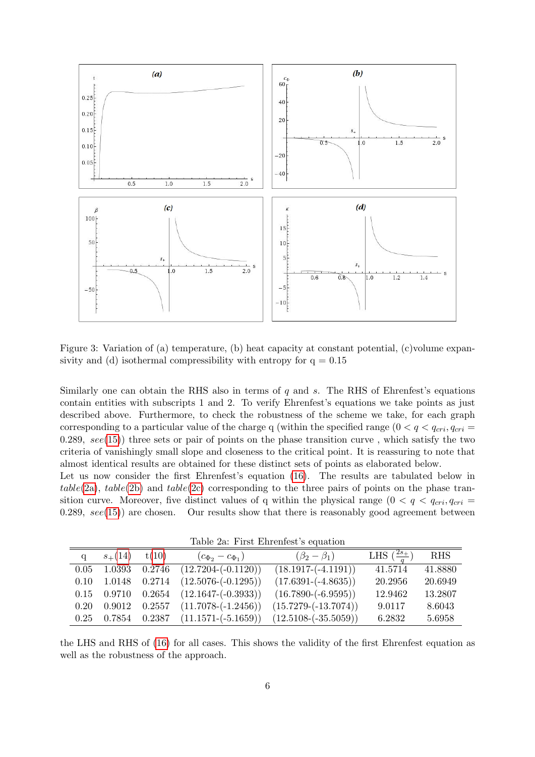Figure 3: Variation of (a) temperature, (b) heat capacity at constant potential, (c)volume expansivity and (d) isothermal compressibility with entropy for q = 0.15

Similarly one can obtain the RHS also in terms of $q$ and $s$. The RHS of Ehrenfest's equations contain entities with subscripts 1 and 2. To verify Ehrenfest's equations we take points as just described above. Furthermore, to check the robustness of the scheme we take, for each graph corresponding to a particular value of the charge q (within the specified range ($0 < q < q_{cri}, q_{cri} = 0.289$, *see*(15)) three sets or pair of points on the phase transition curve , which satisfy the two criteria of vanishingly small slope and closeness to the critical point. It is reassuring to note that almost identical results are obtained for these distinct sets of points as elaborated below.

Let us now consider the first Ehrenfest's equation (16). The results are tabulated below in *table*(2a), *table*(2b) and *table*(2c) corresponding to the three pairs of points on the phase transition curve. Moreover, five distinct values of q within the physical range ($0 < q < q_{cri}, q_{cri} = 0.289$, *see*(15)) are chosen. Our results show that there is reasonably good agreement between

Table 2a: First Ehrenfest's equation

| q | $s_+$(14) | t(10) | $(c_{\Phi_2} - c_{\Phi_1})$ | $(\beta_2 - \beta_1)$ | LHS ($\frac{2s_+}{q}$) | RHS |
|---|---|---|---|---|---|---|
| 0.05 | 1.0393 | 0.2746 | (12.7204-(-0.1120)) | (18.1917-(-4.1191)) | 41.5714 | 41.8880 |
| 0.10 | 1.0148 | 0.2714 | (12.5076-(-0.1295)) | (17.6391-(-4.8635)) | 20.2956 | 20.6949 |
| 0.15 | 0.9710 | 0.2654 | (12.1647-(-0.3933)) | (16.7890-(-6.9595)) | 12.9462 | 13.2807 |
| 0.20 | 0.9012 | 0.2557 | (11.7078-(-1.2456)) | (15.7279-(-13.7074)) | 9.0117 | 8.6043 |
| 0.25 | 0.7854 | 0.2387 | (11.1571-(-5.1659)) | (12.5108-(-35.5059)) | 6.2832 | 5.6958 |

the LHS and RHS of (16) for all cases. This shows the validity of the first Ehrenfest equation as well as the robustness of the approach.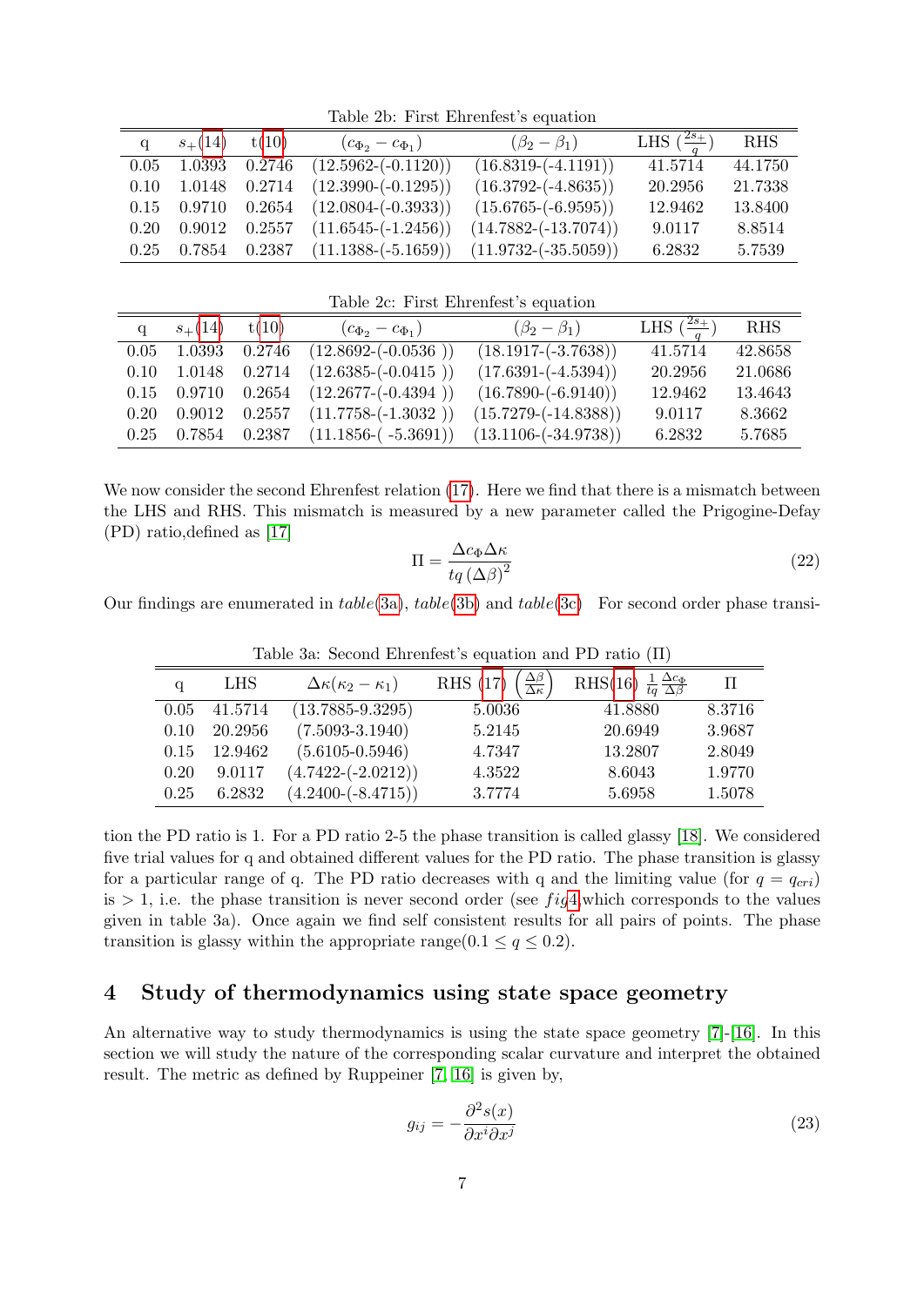Table 2b: First Ehrenfest's equation

| q | $s_+$(14) | t(10) | $(c_{\Phi_2} - c_{\Phi_1})$ | $(\beta_2 - \beta_1)$ | LHS $(\frac{2s_+}{q})$ | RHS |
|---|---|---|---|---|---|---|
| 0.05 | 1.0393 | 0.2746 | (12.5962-(-0.1120)) | (16.8319-(-4.1191)) | 41.5714 | 44.1750 |
| 0.10 | 1.0148 | 0.2714 | (12.3990-(-0.1295)) | (16.3792-(-4.8635)) | 20.2956 | 21.7338 |
| 0.15 | 0.9710 | 0.2654 | (12.0804-(-0.3933)) | (15.6765-(-6.9595)) | 12.9462 | 13.8400 |
| 0.20 | 0.9012 | 0.2557 | (11.6545-(-1.2456)) | (14.7882-(-13.7074)) | 9.0117 | 8.8514 |
| 0.25 | 0.7854 | 0.2387 | (11.1388-(-5.1659)) | (11.9732-(-35.5059)) | 6.2832 | 5.7539 |

Table 2c: First Ehrenfest's equation

| q | $s_+$(14) | t(10) | $(c_{\Phi_2} - c_{\Phi_1})$ | $(\beta_2 - \beta_1)$ | LHS $(\frac{2s_+}{q})$ | RHS |
|---|---|---|---|---|---|---|
| 0.05 | 1.0393 | 0.2746 | (12.8692-(-0.0536 )) | (18.1917-(-3.7638)) | 41.5714 | 42.8658 |
| 0.10 | 1.0148 | 0.2714 | (12.6385-(-0.0415 )) | (17.6391-(-4.5394)) | 20.2956 | 21.0686 |
| 0.15 | 0.9710 | 0.2654 | (12.2677-(-0.4394 )) | (16.7890-(-6.9140)) | 12.9462 | 13.4643 |
| 0.20 | 0.9012 | 0.2557 | (11.7758-(-1.3032 )) | (15.7279-(-14.8388)) | 9.0117 | 8.3662 |
| 0.25 | 0.7854 | 0.2387 | (11.1856-( -5.3691)) | (13.1106-(-34.9738)) | 6.2832 | 5.7685 |

We now consider the second Ehrenfest relation (17). Here we find that there is a mismatch between the LHS and RHS. This mismatch is measured by a new parameter called the Prigogine-Defay (PD) ratio,defined as [17]

$$\Pi = \frac{\Delta c_\Phi \Delta \kappa}{tq\,(\Delta\beta)^2} \tag{22}$$

Our findings are enumerated in *table*(3a), *table*(3b) and *table*(3c) For second order phase transition the PD ratio is 1. For a PD ratio 2-5 the phase transition is called glassy [18]. We considered five trial values for q and obtained different values for the PD ratio. The phase transition is glassy for a particular range of q. The PD ratio decreases with q and the limiting value (for $q = q_{cri}$) is $> 1$, i.e. the phase transition is never second order (see *fig*4,which corresponds to the values given in table 3a). Once again we find self consistent results for all pairs of points. The phase transition is glassy within the appropriate range($0.1 \leq q \leq 0.2$).

Table 3a: Second Ehrenfest's equation and PD ratio (Π)

| q | LHS | $\Delta\kappa(\kappa_2 - \kappa_1)$ | RHS (17) $\left(\frac{\Delta\beta}{\Delta\kappa}\right)$ | RHS(16) $\frac{1}{tq}\frac{\Delta c_\Phi}{\Delta\beta}$ | Π |
|---|---|---|---|---|---|
| 0.05 | 41.5714 | (13.7885-9.3295) | 5.0036 | 41.8880 | 8.3716 |
| 0.10 | 20.2956 | (7.5093-3.1940) | 5.2145 | 20.6949 | 3.9687 |
| 0.15 | 12.9462 | (5.6105-0.5946) | 4.7347 | 13.2807 | 2.8049 |
| 0.20 | 9.0117 | (4.7422-(-2.0212)) | 4.3522 | 8.6043 | 1.9770 |
| 0.25 | 6.2832 | (4.2400-(-8.4715)) | 3.7774 | 5.6958 | 1.5078 |

## 4 Study of thermodynamics using state space geometry

An alternative way to study thermodynamics is using the state space geometry [7]-[16]. In this section we will study the nature of the corresponding scalar curvature and interpret the obtained result. The metric as defined by Ruppeiner [7, 16] is given by,

$$g_{ij} = -\frac{\partial^2 s(x)}{\partial x^i \partial x^j} \tag{23}$$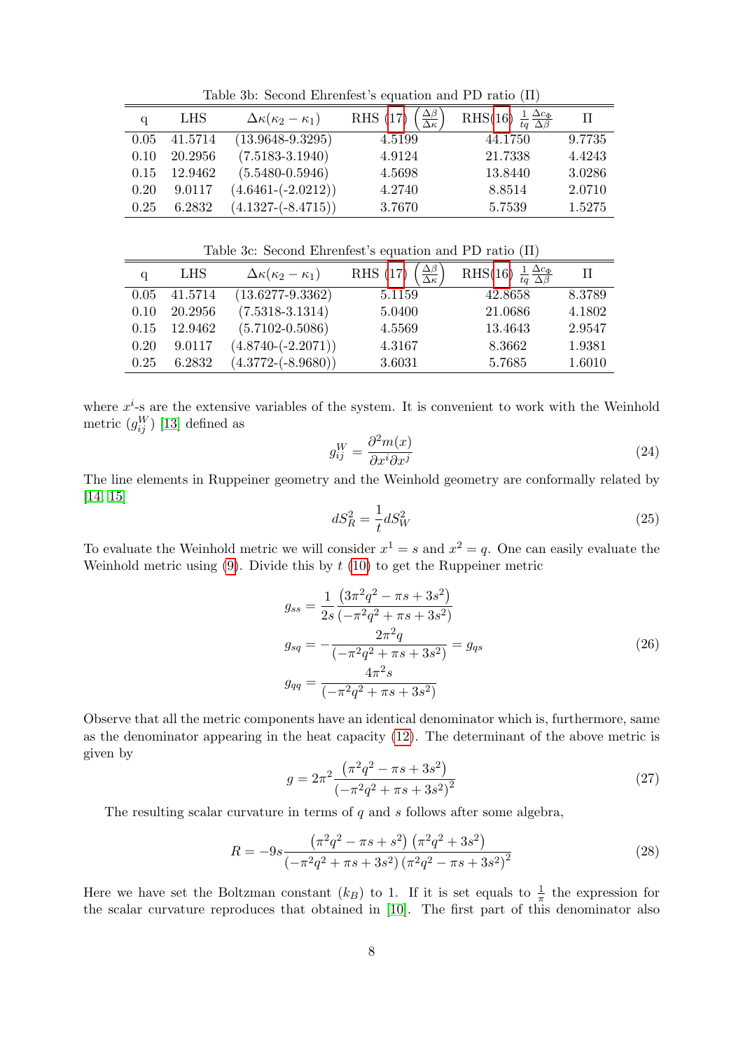Table 3b: Second Ehrenfest's equation and PD ratio (Π)

| q | LHS | $\Delta\kappa(\kappa_2 - \kappa_1)$ | RHS (17) $\left(\frac{\Delta\beta}{\Delta\kappa}\right)$ | RHS(16) $\frac{1}{tq}\frac{\Delta c_\Phi}{\Delta\beta}$ | Π |
|---|---|---|---|---|---|
| 0.05 | 41.5714 | (13.9648-9.3295) | 4.5199 | 44.1750 | 9.7735 |
| 0.10 | 20.2956 | (7.5183-3.1940) | 4.9124 | 21.7338 | 4.4243 |
| 0.15 | 12.9462 | (5.5480-0.5946) | 4.5698 | 13.8440 | 3.0286 |
| 0.20 | 9.0117 | (4.6461-(-2.0212)) | 4.2740 | 8.8514 | 2.0710 |
| 0.25 | 6.2832 | (4.1327-(-8.4715)) | 3.7670 | 5.7539 | 1.5275 |

Table 3c: Second Ehrenfest's equation and PD ratio (Π)

| q | LHS | $\Delta\kappa(\kappa_2 - \kappa_1)$ | RHS (17) $\left(\frac{\Delta\beta}{\Delta\kappa}\right)$ | RHS(16) $\frac{1}{tq}\frac{\Delta c_\Phi}{\Delta\beta}$ | Π |
|---|---|---|---|---|---|
| 0.05 | 41.5714 | (13.6277-9.3362) | 5.1159 | 42.8658 | 8.3789 |
| 0.10 | 20.2956 | (7.5318-3.1314) | 5.0400 | 21.0686 | 4.1802 |
| 0.15 | 12.9462 | (5.7102-0.5086) | 4.5569 | 13.4643 | 2.9547 |
| 0.20 | 9.0117 | (4.8740-(-2.2071)) | 4.3167 | 8.3662 | 1.9381 |
| 0.25 | 6.2832 | (4.3772-(-8.9680)) | 3.6031 | 5.7685 | 1.6010 |

where $x^i$-s are the extensive variables of the system. It is convenient to work with the Weinhold metric ($g^W_{ij}$) [13] defined as

$$g^W_{ij} = \frac{\partial^2 m(x)}{\partial x^i \partial x^j} \tag{24}$$

The line elements in Ruppeiner geometry and the Weinhold geometry are conformally related by [14, 15]

$$dS^2_R = \frac{1}{t} dS^2_W \tag{25}$$

To evaluate the Weinhold metric we will consider $x^1 = s$ and $x^2 = q$. One can easily evaluate the Weinhold metric using (9). Divide this by $t$ (10) to get the Ruppeiner metric

$$\begin{aligned}
g_{ss} &= \frac{1}{2s}\frac{\left(3\pi^2 q^2 - \pi s + 3s^2\right)}{\left(-\pi^2 q^2 + \pi s + 3s^2\right)} \\
g_{sq} &= -\frac{2\pi^2 q}{\left(-\pi^2 q^2 + \pi s + 3s^2\right)} = g_{qs} \\
g_{qq} &= \frac{4\pi^2 s}{\left(-\pi^2 q^2 + \pi s + 3s^2\right)}
\end{aligned} \tag{26}$$

Observe that all the metric components have an identical denominator which is, furthermore, same as the denominator appearing in the heat capacity (12). The determinant of the above metric is given by

$$g = 2\pi^2 \frac{\left(\pi^2 q^2 - \pi s + 3s^2\right)}{\left(-\pi^2 q^2 + \pi s + 3s^2\right)^2} \tag{27}$$

The resulting scalar curvature in terms of $q$ and $s$ follows after some algebra,

$$R = -9s \frac{\left(\pi^2 q^2 - \pi s + s^2\right)\left(\pi^2 q^2 + 3s^2\right)}{\left(-\pi^2 q^2 + \pi s + 3s^2\right)\left(\pi^2 q^2 - \pi s + 3s^2\right)^2} \tag{28}$$

Here we have set the Boltzman constant ($k_B$) to 1. If it is set equals to $\frac{1}{\pi}$ the expression for the scalar curvature reproduces that obtained in [10]. The first part of this denominator also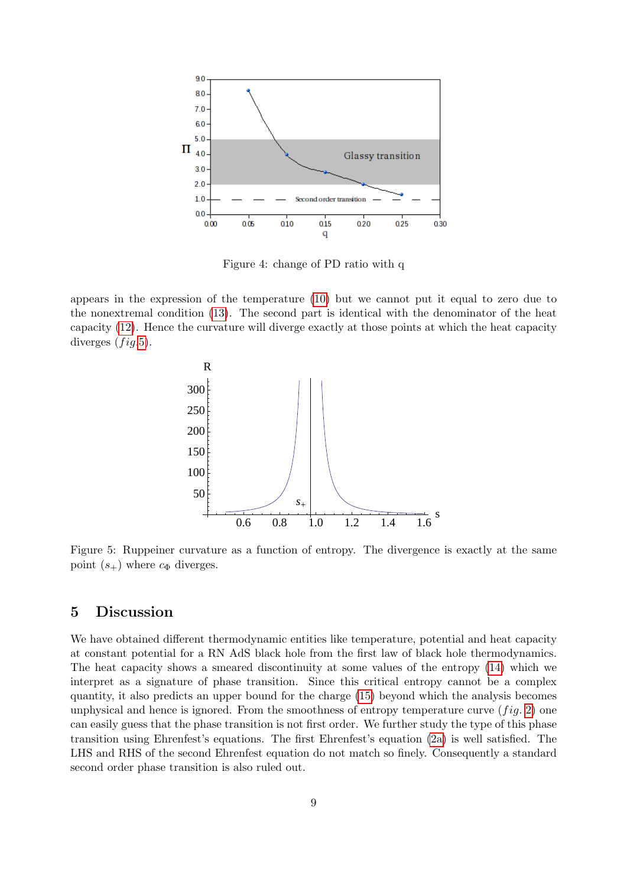Figure 4: change of PD ratio with q

appears in the expression of the temperature (10) but we cannot put it equal to zero due to the nonextremal condition (13). The second part is identical with the denominator of the heat capacity (12). Hence the curvature will diverge exactly at those points at which the heat capacity diverges ($fig.$5).

Figure 5: Ruppeiner curvature as a function of entropy. The divergence is exactly at the same point ($s_+$) where $c_\Phi$ diverges.

## 5 Discussion

We have obtained different thermodynamic entities like temperature, potential and heat capacity at constant potential for a RN AdS black hole from the first law of black hole thermodynamics. The heat capacity shows a smeared discontinuity at some values of the entropy (14) which we interpret as a signature of phase transition. Since this critical entropy cannot be a complex quantity, it also predicts an upper bound for the charge (15) beyond which the analysis becomes unphysical and hence is ignored. From the smoothness of entropy temperature curve ($fig.$ 2) one can easily guess that the phase transition is not first order. We further study the type of this phase transition using Ehrenfest's equations. The first Ehrenfest's equation (2a) is well satisfied. The LHS and RHS of the second Ehrenfest equation do not match so finely. Consequently a standard second order phase transition is also ruled out.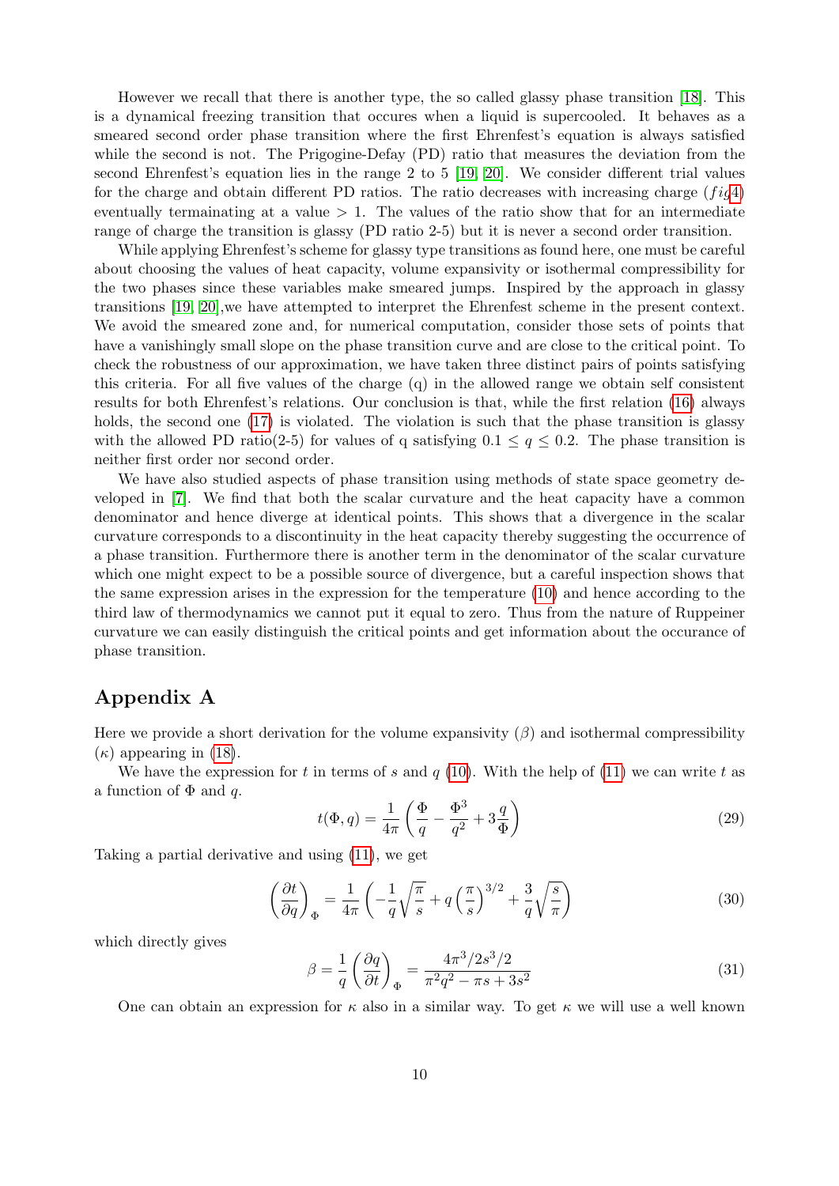However we recall that there is another type, the so called glassy phase transition [18]. This is a dynamical freezing transition that occures when a liquid is supercooled. It behaves as a smeared second order phase transition where the first Ehrenfest's equation is always satisfied while the second is not. The Prigogine-Defay (PD) ratio that measures the deviation from the second Ehrenfest's equation lies in the range 2 to 5 [19, 20]. We consider different trial values for the charge and obtain different PD ratios. The ratio decreases with increasing charge ($fig$4) eventually termainating at a value $> 1$. The values of the ratio show that for an intermediate range of charge the transition is glassy (PD ratio 2-5) but it is never a second order transition.

While applying Ehrenfest's scheme for glassy type transitions as found here, one must be careful about choosing the values of heat capacity, volume expansivity or isothermal compressibility for the two phases since these variables make smeared jumps. Inspired by the approach in glassy transitions [19, 20],we have attempted to interpret the Ehrenfest scheme in the present context. We avoid the smeared zone and, for numerical computation, consider those sets of points that have a vanishingly small slope on the phase transition curve and are close to the critical point. To check the robustness of our approximation, we have taken three distinct pairs of points satisfying this criteria. For all five values of the charge (q) in the allowed range we obtain self consistent results for both Ehrenfest's relations. Our conclusion is that, while the first relation (16) always holds, the second one (17) is violated. The violation is such that the phase transition is glassy with the allowed PD ratio(2-5) for values of q satisfying $0.1 \leq q \leq 0.2$. The phase transition is neither first order nor second order.

We have also studied aspects of phase transition using methods of state space geometry developed in [7]. We find that both the scalar curvature and the heat capacity have a common denominator and hence diverge at identical points. This shows that a divergence in the scalar curvature corresponds to a discontinuity in the heat capacity thereby suggesting the occurrence of a phase transition. Furthermore there is another term in the denominator of the scalar curvature which one might expect to be a possible source of divergence, but a careful inspection shows that the same expression arises in the expression for the temperature (10) and hence according to the third law of thermodynamics we cannot put it equal to zero. Thus from the nature of Ruppeiner curvature we can easily distinguish the critical points and get information about the occurance of phase transition.

## Appendix A

Here we provide a short derivation for the volume expansivity ($\beta$) and isothermal compressibility ($\kappa$) appearing in (18).

We have the expression for $t$ in terms of $s$ and $q$ (10). With the help of (11) we can write $t$ as a function of $\Phi$ and $q$.

$$t(\Phi, q) = \frac{1}{4\pi}\left(\frac{\Phi}{q} - \frac{\Phi^3}{q^2} + 3\frac{q}{\Phi}\right) \tag{29}$$

Taking a partial derivative and using (11), we get

$$\left(\frac{\partial t}{\partial q}\right)_\Phi = \frac{1}{4\pi}\left(-\frac{1}{q}\sqrt{\frac{\pi}{s}} + q\left(\frac{\pi}{s}\right)^{3/2} + \frac{3}{q}\sqrt{\frac{s}{\pi}}\right) \tag{30}$$

which directly gives

$$\beta = \frac{1}{q}\left(\frac{\partial q}{\partial t}\right)_\Phi = \frac{4\pi^3/2s^3/2}{\pi^2 q^2 - \pi s + 3s^2} \tag{31}$$

One can obtain an expression for $\kappa$ also in a similar way. To get $\kappa$ we will use a well known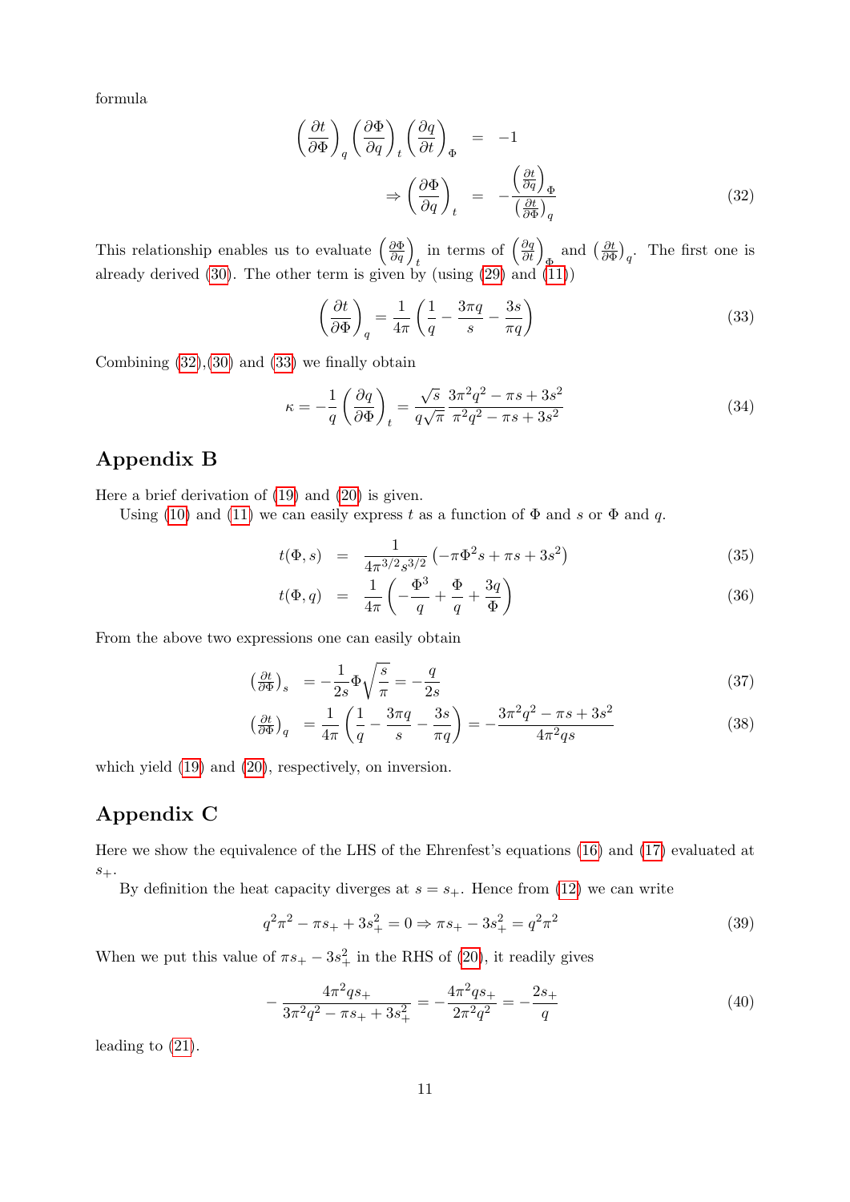formula

$$
\begin{aligned}
\left(\frac{\partial t}{\partial \Phi}\right)_q \left(\frac{\partial \Phi}{\partial q}\right)_t \left(\frac{\partial q}{\partial t}\right)_\Phi &= -1 \\
\Rightarrow \left(\frac{\partial \Phi}{\partial q}\right)_t &= -\frac{\left(\frac{\partial t}{\partial q}\right)_\Phi}{\left(\frac{\partial t}{\partial \Phi}\right)_q}
\end{aligned} \tag{32}
$$

This relationship enables us to evaluate $\left(\frac{\partial \Phi}{\partial q}\right)_t$ in terms of $\left(\frac{\partial q}{\partial t}\right)_\Phi$ and $\left(\frac{\partial t}{\partial \Phi}\right)_q$. The first one is already derived (30). The other term is given by (using (29) and (11))

$$
\left(\frac{\partial t}{\partial \Phi}\right)_q = \frac{1}{4\pi}\left(\frac{1}{q} - \frac{3\pi q}{s} - \frac{3s}{\pi q}\right) \tag{33}
$$

Combining (32),(30) and (33) we finally obtain

$$
\kappa = -\frac{1}{q}\left(\frac{\partial q}{\partial \Phi}\right)_t = \frac{\sqrt{s}}{q\sqrt{\pi}} \frac{3\pi^2 q^2 - \pi s + 3s^2}{\pi^2 q^2 - \pi s + 3s^2} \tag{34}
$$

## Appendix B

Here a brief derivation of (19) and (20) is given.

Using (10) and (11) we can easily express $t$ as a function of $\Phi$ and $s$ or $\Phi$ and $q$.

$$
t(\Phi, s) = \frac{1}{4\pi^{3/2} s^{3/2}}\left(-\pi \Phi^2 s + \pi s + 3s^2\right) \tag{35}
$$

$$
t(\Phi, q) = \frac{1}{4\pi}\left(-\frac{\Phi^3}{q} + \frac{\Phi}{q} + \frac{3q}{\Phi}\right) \tag{36}
$$

From the above two expressions one can easily obtain

$$
\left(\tfrac{\partial t}{\partial \Phi}\right)_s = -\frac{1}{2s}\Phi\sqrt{\frac{s}{\pi}} = -\frac{q}{2s} \tag{37}
$$

$$
\left(\tfrac{\partial t}{\partial \Phi}\right)_q = \frac{1}{4\pi}\left(\frac{1}{q} - \frac{3\pi q}{s} - \frac{3s}{\pi q}\right) = -\frac{3\pi^2 q^2 - \pi s + 3s^2}{4\pi^2 q s} \tag{38}
$$

which yield (19) and (20), respectively, on inversion.

## Appendix C

Here we show the equivalence of the LHS of the Ehrenfest's equations (16) and (17) evaluated at $s_+$.

By definition the heat capacity diverges at $s = s_+$. Hence from (12) we can write

$$
q^2\pi^2 - \pi s_+ + 3s_+^2 = 0 \Rightarrow \pi s_+ - 3s_+^2 = q^2\pi^2 \tag{39}
$$

When we put this value of $\pi s_+ - 3s_+^2$ in the RHS of (20), it readily gives

$$
-\frac{4\pi^2 q s_+}{3\pi^2 q^2 - \pi s_+ + 3s_+^2} = -\frac{4\pi^2 q s_+}{2\pi^2 q^2} = -\frac{2s_+}{q} \tag{40}
$$

leading to (21).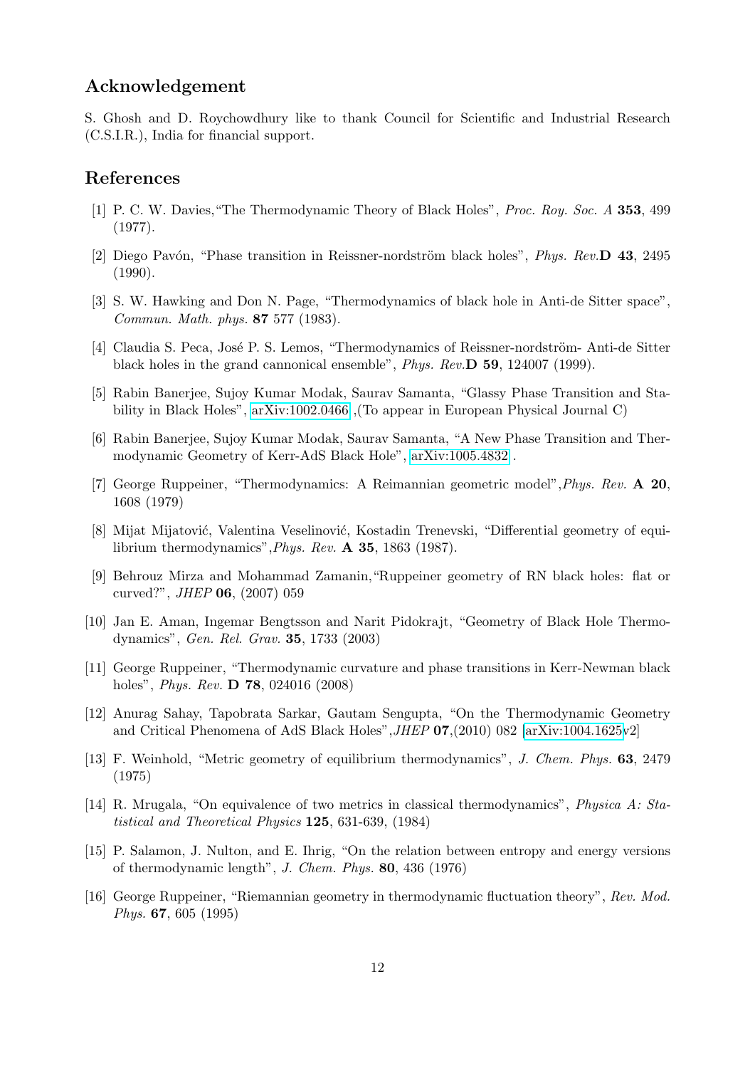## Acknowledgement

S. Ghosh and D. Roychowdhury like to thank Council for Scientific and Industrial Research (C.S.I.R.), India for financial support.

## References

[1] P. C. W. Davies,"The Thermodynamic Theory of Black Holes", *Proc. Roy. Soc. A* **353**, 499 (1977).

[2] Diego Pavón, "Phase transition in Reissner-nordström black holes", *Phys. Rev.***D 43**, 2495 (1990).

[3] S. W. Hawking and Don N. Page, "Thermodynamics of black hole in Anti-de Sitter space", *Commun. Math. phys.* **87** 577 (1983).

[4] Claudia S. Peca, José P. S. Lemos, "Thermodynamics of Reissner-nordström- Anti-de Sitter black holes in the grand cannonical ensemble", *Phys. Rev.***D 59**, 124007 (1999).

[5] Rabin Banerjee, Sujoy Kumar Modak, Saurav Samanta, "Glassy Phase Transition and Stability in Black Holes", arXiv:1002.0466 ,(To appear in European Physical Journal C)

[6] Rabin Banerjee, Sujoy Kumar Modak, Saurav Samanta, "A New Phase Transition and Thermodynamic Geometry of Kerr-AdS Black Hole", arXiv:1005.4832 .

[7] George Ruppeiner, "Thermodynamics: A Reimannian geometric model",*Phys. Rev.* **A 20**, 1608 (1979)

[8] Mijat Mijatović, Valentina Veselinović, Kostadin Trenevski, "Differential geometry of equilibrium thermodynamics",*Phys. Rev.* **A 35**, 1863 (1987).

[9] Behrouz Mirza and Mohammad Zamanin,"Ruppeiner geometry of RN black holes: flat or curved?", *JHEP* **06**, (2007) 059

[10] Jan E. Aman, Ingemar Bengtsson and Narit Pidokrajt, "Geometry of Black Hole Thermodynamics", *Gen. Rel. Grav.* **35**, 1733 (2003)

[11] George Ruppeiner, "Thermodynamic curvature and phase transitions in Kerr-Newman black holes", *Phys. Rev.* **D 78**, 024016 (2008)

[12] Anurag Sahay, Tapobrata Sarkar, Gautam Sengupta, "On the Thermodynamic Geometry and Critical Phenomena of AdS Black Holes",*JHEP* **07**,(2010) 082 [arXiv:1004.1625v2]

[13] F. Weinhold, "Metric geometry of equilibrium thermodynamics", *J. Chem. Phys.* **63**, 2479 (1975)

[14] R. Mrugala, "On equivalence of two metrics in classical thermodynamics", *Physica A: Statistical and Theoretical Physics* **125**, 631-639, (1984)

[15] P. Salamon, J. Nulton, and E. Ihrig, "On the relation between entropy and energy versions of thermodynamic length", *J. Chem. Phys.* **80**, 436 (1976)

[16] George Ruppeiner, "Riemannian geometry in thermodynamic fluctuation theory", *Rev. Mod. Phys.* **67**, 605 (1995)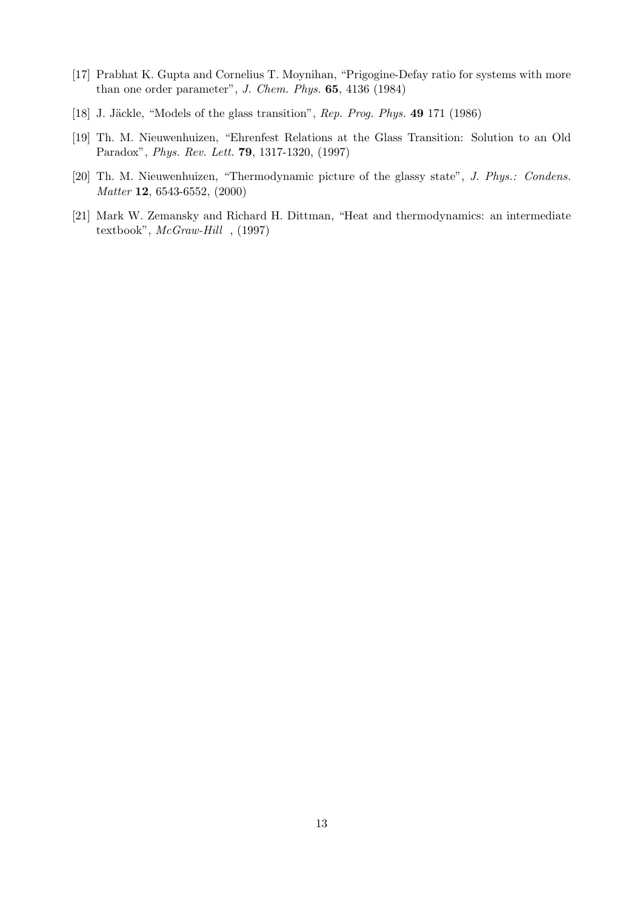[17] Prabhat K. Gupta and Cornelius T. Moynihan, "Prigogine-Defay ratio for systems with more than one order parameter", *J. Chem. Phys.* **65**, 4136 (1984)

[18] J. Jäckle, "Models of the glass transition", *Rep. Prog. Phys.* **49** 171 (1986)

[19] Th. M. Nieuwenhuizen, "Ehrenfest Relations at the Glass Transition: Solution to an Old Paradox", *Phys. Rev. Lett.* **79**, 1317-1320, (1997)

[20] Th. M. Nieuwenhuizen, "Thermodynamic picture of the glassy state", *J. Phys.: Condens. Matter* **12**, 6543-6552, (2000)

[21] Mark W. Zemansky and Richard H. Dittman, "Heat and thermodynamics: an intermediate textbook", *McGraw-Hill* , (1997)